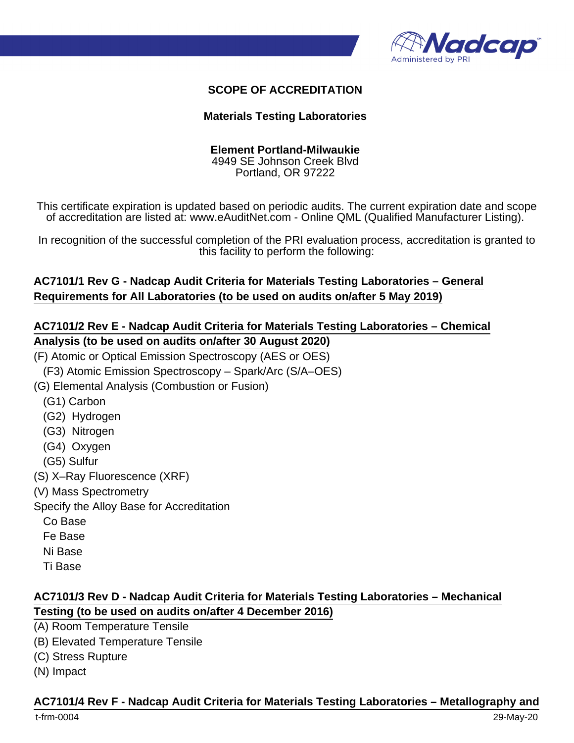# SCOPE OF ACCREDITATION

## Materials Testing Laboratories

**Element Portland-Milwaukie**
4949 SE Johnson Creek Blvd
Portland, OR 97222

This certificate expiration is updated based on periodic audits. The current expiration date and scope of accreditation are listed at: www.eAuditNet.com - Online QML (Qualified Manufacturer Listing).

In recognition of the successful completion of the PRI evaluation process, accreditation is granted to this facility to perform the following:

### AC7101/1 Rev G - Nadcap Audit Criteria for Materials Testing Laboratories – General Requirements for All Laboratories (to be used on audits on/after 5 May 2019)

### AC7101/2 Rev E - Nadcap Audit Criteria for Materials Testing Laboratories – Chemical Analysis (to be used on audits on/after 30 August 2020)

(F) Atomic or Optical Emission Spectroscopy (AES or OES)
- (F3) Atomic Emission Spectroscopy – Spark/Arc (S/A–OES)

(G) Elemental Analysis (Combustion or Fusion)
- (G1) Carbon
- (G2) Hydrogen
- (G3) Nitrogen
- (G4) Oxygen
- (G5) Sulfur

(S) X–Ray Fluorescence (XRF)

(V) Mass Spectrometry

Specify the Alloy Base for Accreditation
- Co Base
- Fe Base
- Ni Base
- Ti Base

### AC7101/3 Rev D - Nadcap Audit Criteria for Materials Testing Laboratories – Mechanical Testing (to be used on audits on/after 4 December 2016)

(A) Room Temperature Tensile

(B) Elevated Temperature Tensile

(C) Stress Rupture

(N) Impact

### AC7101/4 Rev F - Nadcap Audit Criteria for Materials Testing Laboratories – Metallography and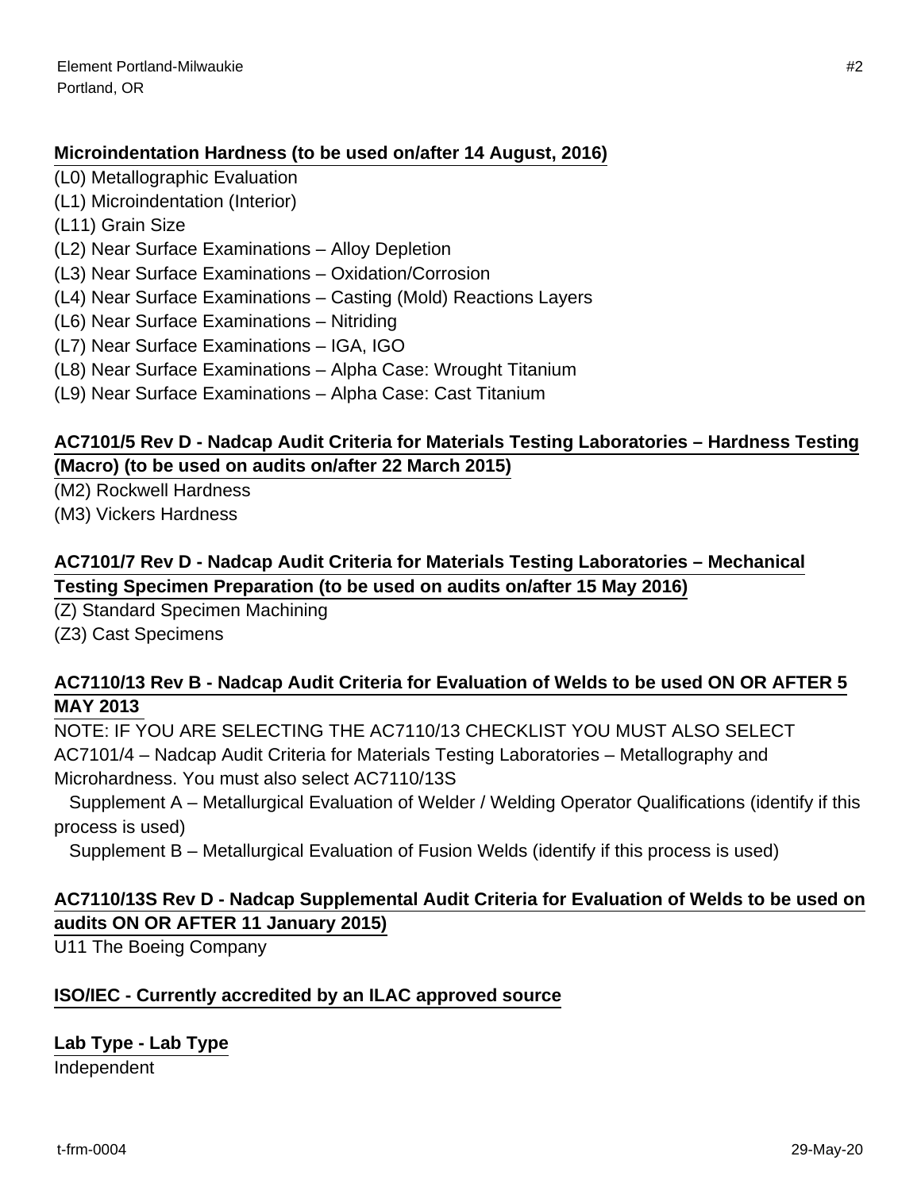**Microindentation Hardness (to be used on/after 14 August, 2016)**

(L0) Metallographic Evaluation
(L1) Microindentation (Interior)
(L11) Grain Size
(L2) Near Surface Examinations – Alloy Depletion
(L3) Near Surface Examinations – Oxidation/Corrosion
(L4) Near Surface Examinations – Casting (Mold) Reactions Layers
(L6) Near Surface Examinations – Nitriding
(L7) Near Surface Examinations – IGA, IGO
(L8) Near Surface Examinations – Alpha Case: Wrought Titanium
(L9) Near Surface Examinations – Alpha Case: Cast Titanium

**AC7101/5 Rev D - Nadcap Audit Criteria for Materials Testing Laboratories – Hardness Testing (Macro) (to be used on audits on/after 22 March 2015)**

(M2) Rockwell Hardness
(M3) Vickers Hardness

**AC7101/7 Rev D - Nadcap Audit Criteria for Materials Testing Laboratories – Mechanical Testing Specimen Preparation (to be used on audits on/after 15 May 2016)**

(Z) Standard Specimen Machining
(Z3) Cast Specimens

**AC7110/13 Rev B - Nadcap Audit Criteria for Evaluation of Welds to be used ON OR AFTER 5 MAY 2013**

NOTE: IF YOU ARE SELECTING THE AC7110/13 CHECKLIST YOU MUST ALSO SELECT AC7101/4 – Nadcap Audit Criteria for Materials Testing Laboratories – Metallography and Microhardness. You must also select AC7110/13S

Supplement A – Metallurgical Evaluation of Welder / Welding Operator Qualifications (identify if this process is used)

Supplement B – Metallurgical Evaluation of Fusion Welds (identify if this process is used)

**AC7110/13S Rev D - Nadcap Supplemental Audit Criteria for Evaluation of Welds to be used on audits ON OR AFTER 11 January 2015)**

U11 The Boeing Company

**ISO/IEC - Currently accredited by an ILAC approved source**

**Lab Type - Lab Type**

Independent